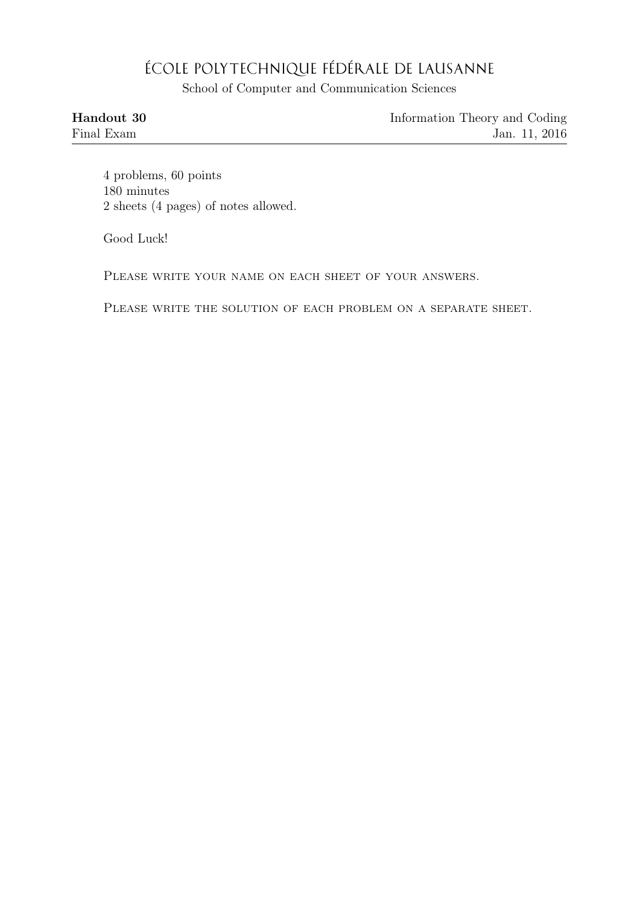# École Polytechnique Fédérale de Lausanne

School of Computer and Communication Sciences

**Handout 30** | Information Theory and Coding

Final Exam | Jan. 11, 2016

4 problems, 60 points
180 minutes
2 sheets (4 pages) of notes allowed.

Good Luck!

Please write your name on each sheet of your answers.

Please write the solution of each problem on a separate sheet.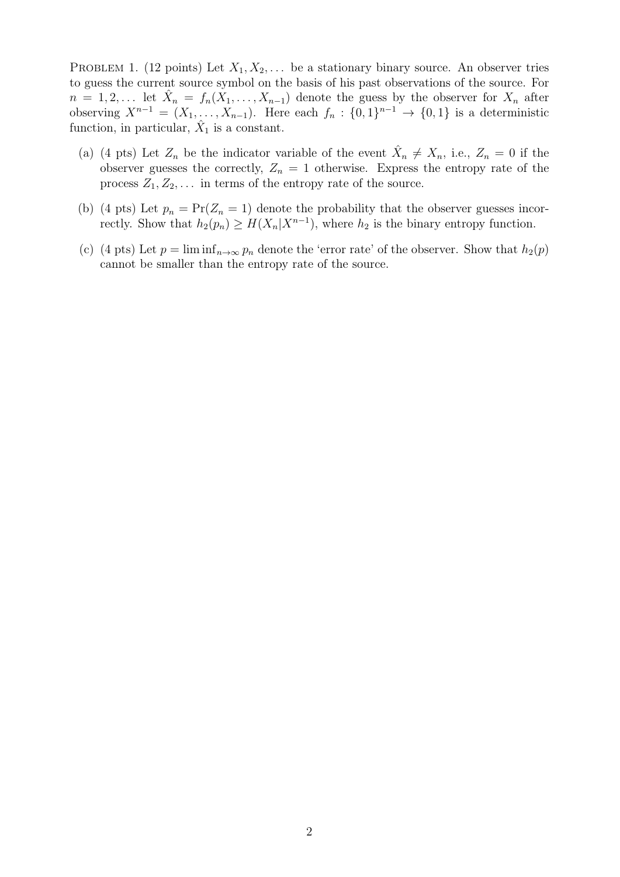PROBLEM 1. (12 points) Let $X_1, X_2, \dots$ be a stationary binary source. An observer tries to guess the current source symbol on the basis of his past observations of the source. For $n = 1, 2, \dots$ let $\hat{X}_n = f_n(X_1, \dots, X_{n-1})$ denote the guess by the observer for $X_n$ after observing $X^{n-1} = (X_1, \dots, X_{n-1})$. Here each $f_n : \{0,1\}^{n-1} \to \{0,1\}$ is a deterministic function, in particular, $\hat{X}_1$ is a constant.

(a) (4 pts) Let $Z_n$ be the indicator variable of the event $\hat{X}_n \neq X_n$, i.e., $Z_n = 0$ if the observer guesses the correctly, $Z_n = 1$ otherwise. Express the entropy rate of the process $Z_1, Z_2, \dots$ in terms of the entropy rate of the source.

(b) (4 pts) Let $p_n = \Pr(Z_n = 1)$ denote the probability that the observer guesses incorrectly. Show that $h_2(p_n) \geq H(X_n | X^{n-1})$, where $h_2$ is the binary entropy function.

(c) (4 pts) Let $p = \liminf_{n\to\infty} p_n$ denote the 'error rate' of the observer. Show that $h_2(p)$ cannot be smaller than the entropy rate of the source.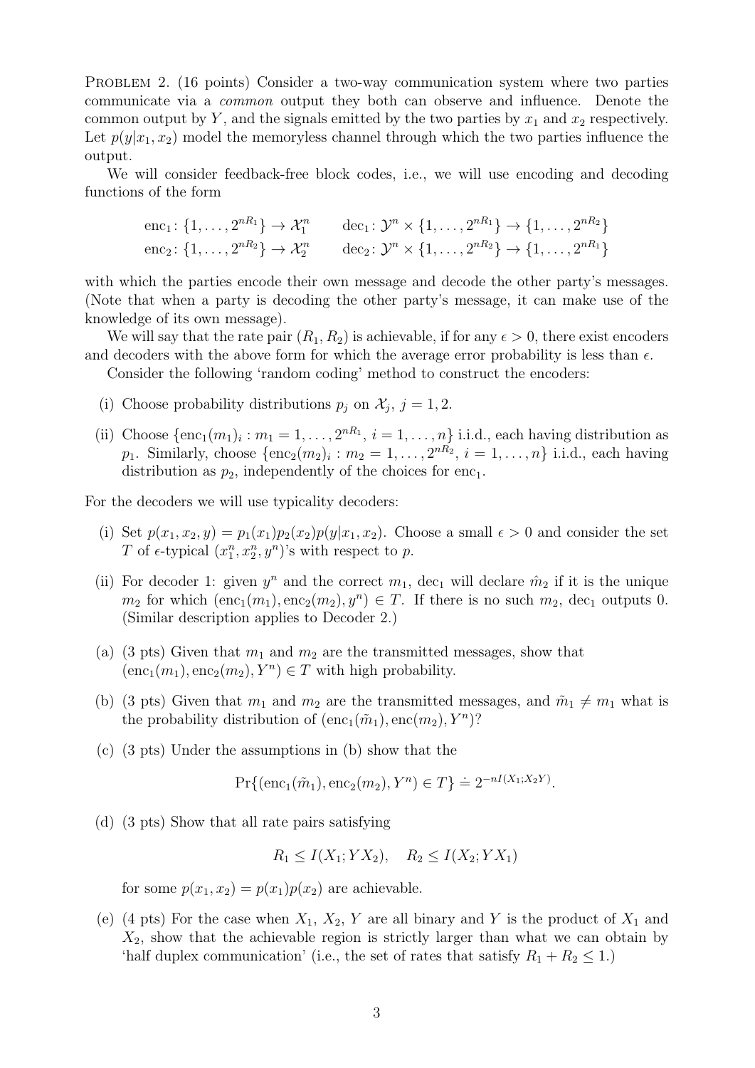PROBLEM 2. (16 points) Consider a two-way communication system where two parties communicate via a *common* output they both can observe and influence. Denote the common output by $Y$, and the signals emitted by the two parties by $x_1$ and $x_2$ respectively. Let $p(y|x_1, x_2)$ model the memoryless channel through which the two parties influence the output.

We will consider feedback-free block codes, i.e., we will use encoding and decoding functions of the form

$$\text{enc}_1 \colon \{1, \dots, 2^{nR_1}\} \to \mathcal{X}_1^n \qquad \text{dec}_1 \colon \mathcal{Y}^n \times \{1, \dots, 2^{nR_1}\} \to \{1, \dots, 2^{nR_2}\}$$
$$\text{enc}_2 \colon \{1, \dots, 2^{nR_2}\} \to \mathcal{X}_2^n \qquad \text{dec}_2 \colon \mathcal{Y}^n \times \{1, \dots, 2^{nR_2}\} \to \{1, \dots, 2^{nR_1}\}$$

with which the parties encode their own message and decode the other party's messages. (Note that when a party is decoding the other party's message, it can make use of the knowledge of its own message).

We will say that the rate pair $(R_1, R_2)$ is achievable, if for any $\epsilon > 0$, there exist encoders and decoders with the above form for which the average error probability is less than $\epsilon$.

Consider the following 'random coding' method to construct the encoders:

(i) Choose probability distributions $p_j$ on $\mathcal{X}_j$, $j = 1, 2$.

(ii) Choose $\{\text{enc}_1(m_1)_i : m_1 = 1, \dots, 2^{nR_1}, i = 1, \dots, n\}$ i.i.d., each having distribution as $p_1$. Similarly, choose $\{\text{enc}_2(m_2)_i : m_2 = 1, \dots, 2^{nR_2}, i = 1, \dots, n\}$ i.i.d., each having distribution as $p_2$, independently of the choices for $\text{enc}_1$.

For the decoders we will use typicality decoders:

(i) Set $p(x_1, x_2, y) = p_1(x_1)p_2(x_2)p(y|x_1, x_2)$. Choose a small $\epsilon > 0$ and consider the set $T$ of $\epsilon$-typical $(x_1^n, x_2^n, y^n)$'s with respect to $p$.

(ii) For decoder 1: given $y^n$ and the correct $m_1$, $\text{dec}_1$ will declare $\hat{m}_2$ if it is the unique $m_2$ for which $(\text{enc}_1(m_1), \text{enc}_2(m_2), y^n) \in T$. If there is no such $m_2$, $\text{dec}_1$ outputs 0. (Similar description applies to Decoder 2.)

(a) (3 pts) Given that $m_1$ and $m_2$ are the transmitted messages, show that $(\text{enc}_1(m_1), \text{enc}_2(m_2), Y^n) \in T$ with high probability.

(b) (3 pts) Given that $m_1$ and $m_2$ are the transmitted messages, and $\tilde{m}_1 \neq m_1$ what is the probability distribution of $(\text{enc}_1(\tilde{m}_1), \text{enc}(m_2), Y^n)$?

(c) (3 pts) Under the assumptions in (b) show that the

$$\Pr\{(\text{enc}_1(\tilde{m}_1), \text{enc}_2(m_2), Y^n) \in T\} \doteq 2^{-nI(X_1;X_2Y)}.$$

(d) (3 pts) Show that all rate pairs satisfying

$$R_1 \leq I(X_1; YX_2), \quad R_2 \leq I(X_2; YX_1)$$

for some $p(x_1, x_2) = p(x_1)p(x_2)$ are achievable.

(e) (4 pts) For the case when $X_1$, $X_2$, $Y$ are all binary and $Y$ is the product of $X_1$ and $X_2$, show that the achievable region is strictly larger than what we can obtain by 'half duplex communication' (i.e., the set of rates that satisfy $R_1 + R_2 \leq 1$.)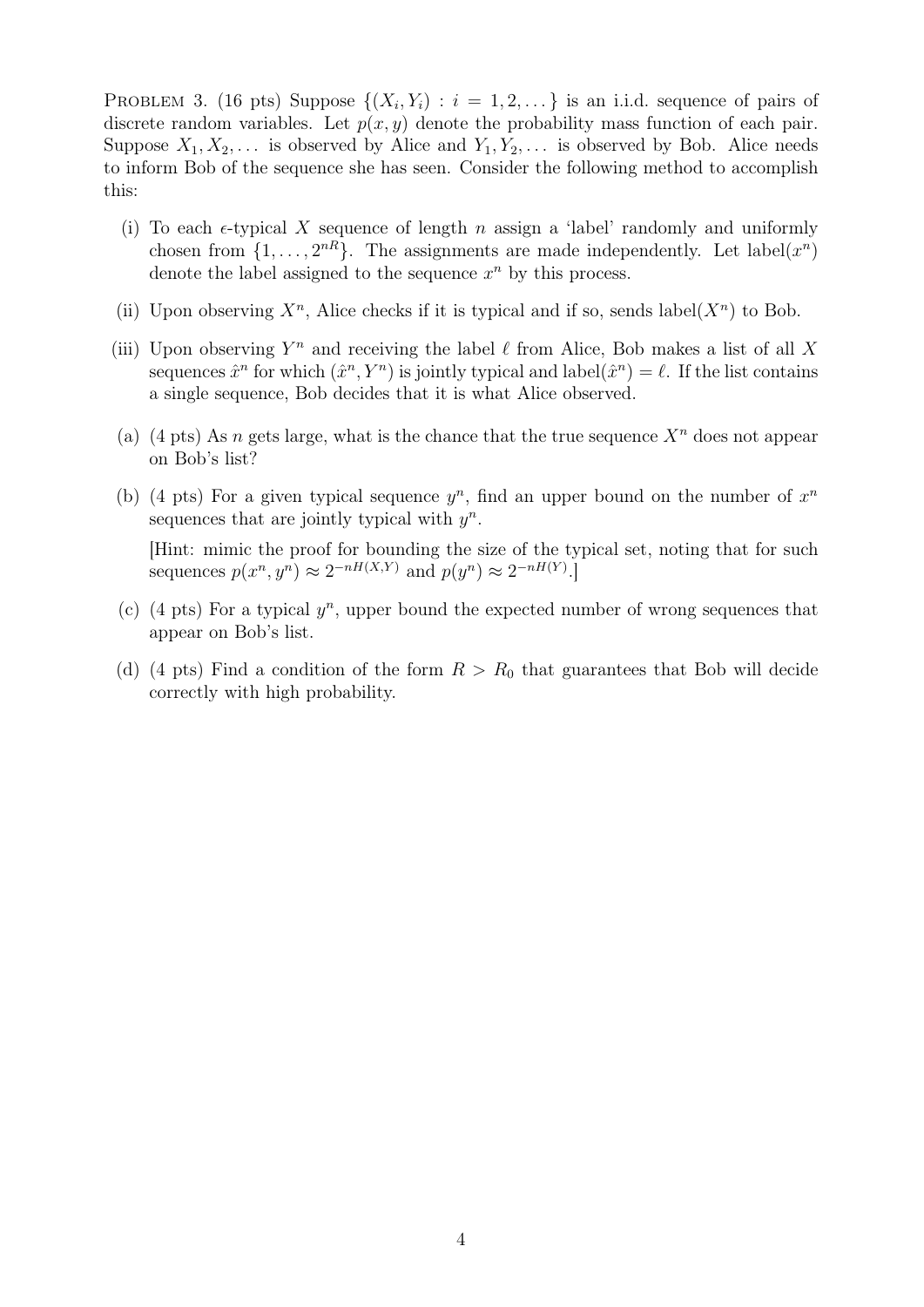PROBLEM 3. (16 pts) Suppose $\{(X_i, Y_i) : i = 1, 2, \dots\}$ is an i.i.d. sequence of pairs of discrete random variables. Let $p(x, y)$ denote the probability mass function of each pair. Suppose $X_1, X_2, \dots$ is observed by Alice and $Y_1, Y_2, \dots$ is observed by Bob. Alice needs to inform Bob of the sequence she has seen. Consider the following method to accomplish this:

- (i) To each $\epsilon$-typical $X$ sequence of length $n$ assign a 'label' randomly and uniformly chosen from $\{1, \dots, 2^{nR}\}$. The assignments are made independently. Let $\text{label}(x^n)$ denote the label assigned to the sequence $x^n$ by this process.
- (ii) Upon observing $X^n$, Alice checks if it is typical and if so, sends $\text{label}(X^n)$ to Bob.
- (iii) Upon observing $Y^n$ and receiving the label $\ell$ from Alice, Bob makes a list of all $X$ sequences $\hat{x}^n$ for which $(\hat{x}^n, Y^n)$ is jointly typical and $\text{label}(\hat{x}^n) = \ell$. If the list contains a single sequence, Bob decides that it is what Alice observed.

(a) (4 pts) As $n$ gets large, what is the chance that the true sequence $X^n$ does not appear on Bob's list?

(b) (4 pts) For a given typical sequence $y^n$, find an upper bound on the number of $x^n$ sequences that are jointly typical with $y^n$.

[Hint: mimic the proof for bounding the size of the typical set, noting that for such sequences $p(x^n, y^n) \approx 2^{-nH(X,Y)}$ and $p(y^n) \approx 2^{-nH(Y)}$.]

(c) (4 pts) For a typical $y^n$, upper bound the expected number of wrong sequences that appear on Bob's list.

(d) (4 pts) Find a condition of the form $R > R_0$ that guarantees that Bob will decide correctly with high probability.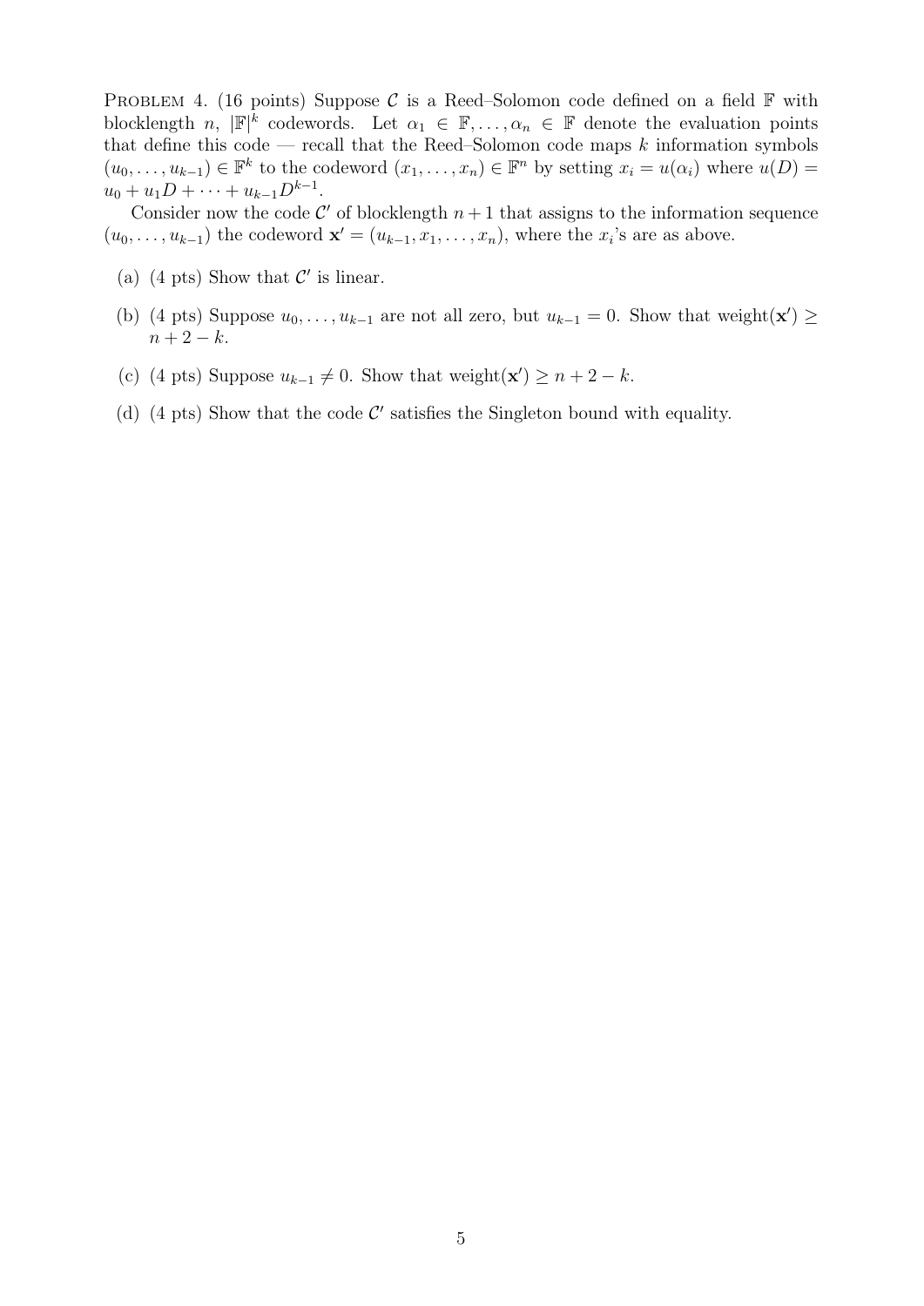PROBLEM 4. (16 points) Suppose $\mathcal{C}$ is a Reed–Solomon code defined on a field $\mathbb{F}$ with blocklength $n$, $|\mathbb{F}|^k$ codewords. Let $\alpha_1 \in \mathbb{F}, \dots, \alpha_n \in \mathbb{F}$ denote the evaluation points that define this code — recall that the Reed–Solomon code maps $k$ information symbols $(u_0, \dots, u_{k-1}) \in \mathbb{F}^k$ to the codeword $(x_1, \dots, x_n) \in \mathbb{F}^n$ by setting $x_i = u(\alpha_i)$ where $u(D) = u_0 + u_1 D + \cdots + u_{k-1} D^{k-1}$.

Consider now the code $\mathcal{C}'$ of blocklength $n+1$ that assigns to the information sequence $(u_0, \dots, u_{k-1})$ the codeword $\mathbf{x}' = (u_{k-1}, x_1, \dots, x_n)$, where the $x_i$'s are as above.

(a) (4 pts) Show that $\mathcal{C}'$ is linear.

(b) (4 pts) Suppose $u_0, \dots, u_{k-1}$ are not all zero, but $u_{k-1} = 0$. Show that $\text{weight}(\mathbf{x}') \geq n + 2 - k$.

(c) (4 pts) Suppose $u_{k-1} \neq 0$. Show that $\text{weight}(\mathbf{x}') \geq n + 2 - k$.

(d) (4 pts) Show that the code $\mathcal{C}'$ satisfies the Singleton bound with equality.